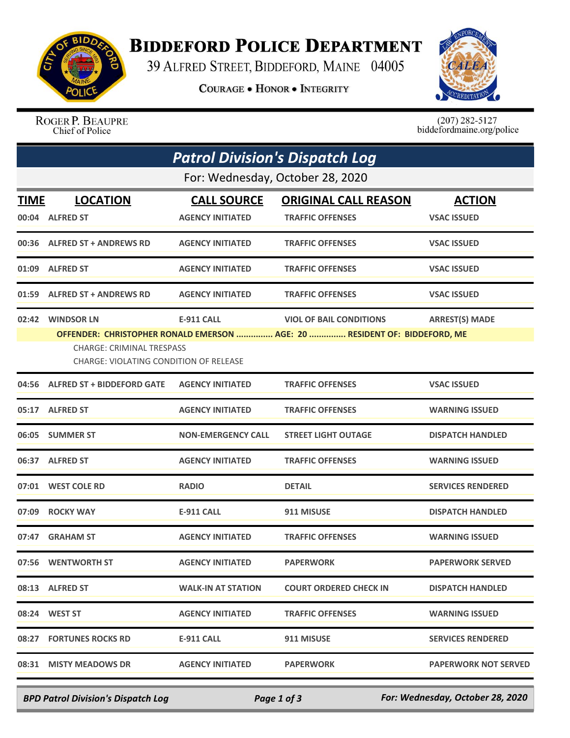# Biddeford Police Department

39 Alfred Street, Biddeford, Maine 04005

**Courage • Honor • Integrity**

Roger P. Beaupre
Chief of Police

(207) 282-5127
biddefordmaine.org/police

## *Patrol Division's Dispatch Log*

For: Wednesday, October 28, 2020

| TIME | LOCATION | CALL SOURCE | ORIGINAL CALL REASON | ACTION |
|---|---|---|---|---|
| 00:04 | ALFRED ST | AGENCY INITIATED | TRAFFIC OFFENSES | VSAC ISSUED |
| 00:36 | ALFRED ST + ANDREWS RD | AGENCY INITIATED | TRAFFIC OFFENSES | VSAC ISSUED |
| 01:09 | ALFRED ST | AGENCY INITIATED | TRAFFIC OFFENSES | VSAC ISSUED |
| 01:59 | ALFRED ST + ANDREWS RD | AGENCY INITIATED | TRAFFIC OFFENSES | VSAC ISSUED |
| 02:42 | WINDSOR LN | E-911 CALL | VIOL OF BAIL CONDITIONS | ARREST(S) MADE |
| | OFFENDER: CHRISTOPHER RONALD EMERSON ............... AGE: 20 ............... RESIDENT OF: BIDDEFORD, ME<br>CHARGE: CRIMINAL TRESPASS<br>CHARGE: VIOLATING CONDITION OF RELEASE | | | |
| 04:56 | ALFRED ST + BIDDEFORD GATE | AGENCY INITIATED | TRAFFIC OFFENSES | VSAC ISSUED |
| 05:17 | ALFRED ST | AGENCY INITIATED | TRAFFIC OFFENSES | WARNING ISSUED |
| 06:05 | SUMMER ST | NON-EMERGENCY CALL | STREET LIGHT OUTAGE | DISPATCH HANDLED |
| 06:37 | ALFRED ST | AGENCY INITIATED | TRAFFIC OFFENSES | WARNING ISSUED |
| 07:01 | WEST COLE RD | RADIO | DETAIL | SERVICES RENDERED |
| 07:09 | ROCKY WAY | E-911 CALL | 911 MISUSE | DISPATCH HANDLED |
| 07:47 | GRAHAM ST | AGENCY INITIATED | TRAFFIC OFFENSES | WARNING ISSUED |
| 07:56 | WENTWORTH ST | AGENCY INITIATED | PAPERWORK | PAPERWORK SERVED |
| 08:13 | ALFRED ST | WALK-IN AT STATION | COURT ORDERED CHECK IN | DISPATCH HANDLED |
| 08:24 | WEST ST | AGENCY INITIATED | TRAFFIC OFFENSES | WARNING ISSUED |
| 08:27 | FORTUNES ROCKS RD | E-911 CALL | 911 MISUSE | SERVICES RENDERED |
| 08:31 | MISTY MEADOWS DR | AGENCY INITIATED | PAPERWORK | PAPERWORK NOT SERVED |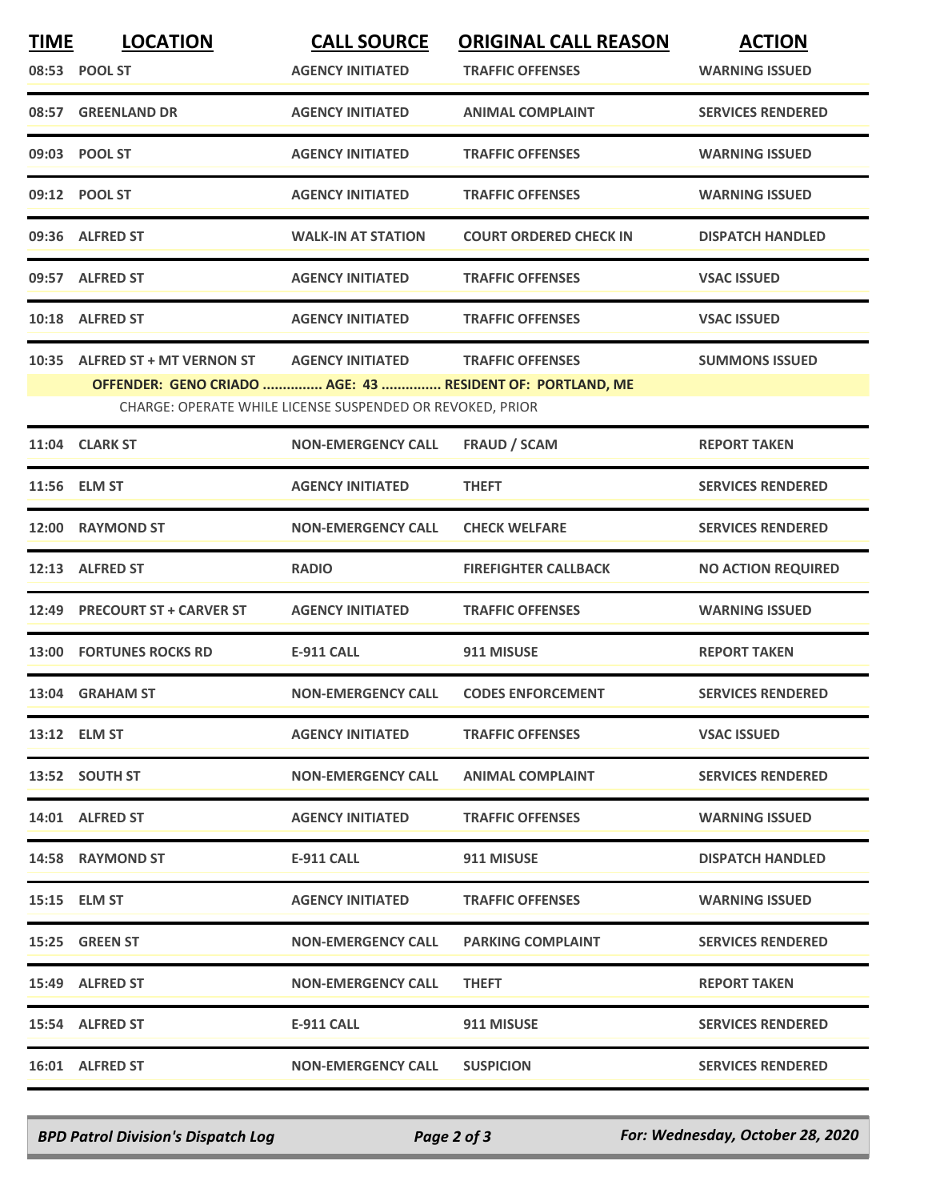| TIME | LOCATION | CALL SOURCE | ORIGINAL CALL REASON | ACTION |
|---|---|---|---|---|
| 08:53 | POOL ST | AGENCY INITIATED | TRAFFIC OFFENSES | WARNING ISSUED |
| 08:57 | GREENLAND DR | AGENCY INITIATED | ANIMAL COMPLAINT | SERVICES RENDERED |
| 09:03 | POOL ST | AGENCY INITIATED | TRAFFIC OFFENSES | WARNING ISSUED |
| 09:12 | POOL ST | AGENCY INITIATED | TRAFFIC OFFENSES | WARNING ISSUED |
| 09:36 | ALFRED ST | WALK-IN AT STATION | COURT ORDERED CHECK IN | DISPATCH HANDLED |
| 09:57 | ALFRED ST | AGENCY INITIATED | TRAFFIC OFFENSES | VSAC ISSUED |
| 10:18 | ALFRED ST | AGENCY INITIATED | TRAFFIC OFFENSES | VSAC ISSUED |
| 10:35 | ALFRED ST + MT VERNON ST | AGENCY INITIATED | TRAFFIC OFFENSES | SUMMONS ISSUED |
| | OFFENDER: GENO CRIADO ............... AGE: 43 ............... RESIDENT OF: PORTLAND, ME | | | |
| | CHARGE: OPERATE WHILE LICENSE SUSPENDED OR REVOKED, PRIOR | | | |
| 11:04 | CLARK ST | NON-EMERGENCY CALL | FRAUD / SCAM | REPORT TAKEN |
| 11:56 | ELM ST | AGENCY INITIATED | THEFT | SERVICES RENDERED |
| 12:00 | RAYMOND ST | NON-EMERGENCY CALL | CHECK WELFARE | SERVICES RENDERED |
| 12:13 | ALFRED ST | RADIO | FIREFIGHTER CALLBACK | NO ACTION REQUIRED |
| 12:49 | PRECOURT ST + CARVER ST | AGENCY INITIATED | TRAFFIC OFFENSES | WARNING ISSUED |
| 13:00 | FORTUNES ROCKS RD | E-911 CALL | 911 MISUSE | REPORT TAKEN |
| 13:04 | GRAHAM ST | NON-EMERGENCY CALL | CODES ENFORCEMENT | SERVICES RENDERED |
| 13:12 | ELM ST | AGENCY INITIATED | TRAFFIC OFFENSES | VSAC ISSUED |
| 13:52 | SOUTH ST | NON-EMERGENCY CALL | ANIMAL COMPLAINT | SERVICES RENDERED |
| 14:01 | ALFRED ST | AGENCY INITIATED | TRAFFIC OFFENSES | WARNING ISSUED |
| 14:58 | RAYMOND ST | E-911 CALL | 911 MISUSE | DISPATCH HANDLED |
| 15:15 | ELM ST | AGENCY INITIATED | TRAFFIC OFFENSES | WARNING ISSUED |
| 15:25 | GREEN ST | NON-EMERGENCY CALL | PARKING COMPLAINT | SERVICES RENDERED |
| 15:49 | ALFRED ST | NON-EMERGENCY CALL | THEFT | REPORT TAKEN |
| 15:54 | ALFRED ST | E-911 CALL | 911 MISUSE | SERVICES RENDERED |
| 16:01 | ALFRED ST | NON-EMERGENCY CALL | SUSPICION | SERVICES RENDERED |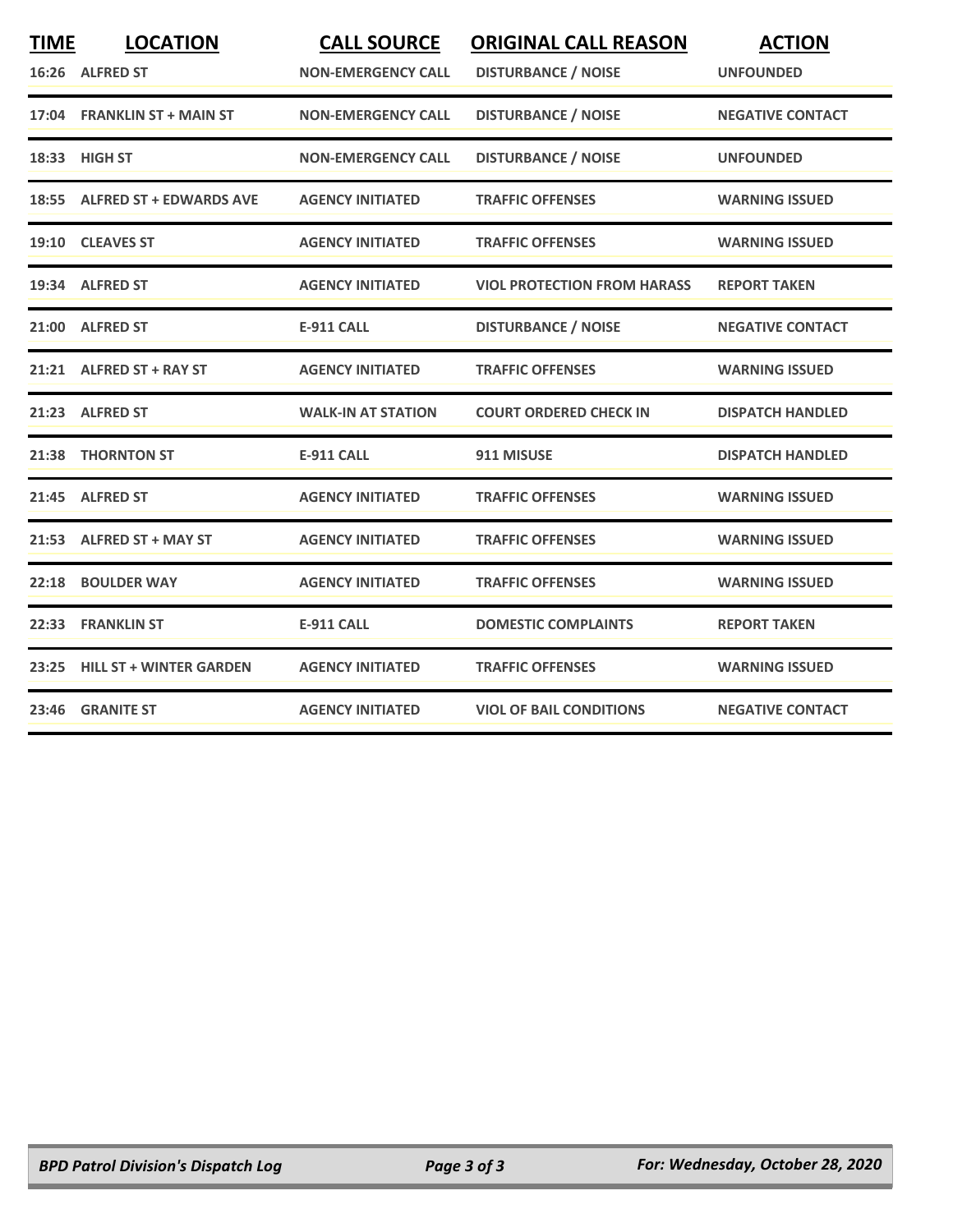| TIME | LOCATION | CALL SOURCE | ORIGINAL CALL REASON | ACTION |
|---|---|---|---|---|
| 16:26 | ALFRED ST | NON-EMERGENCY CALL | DISTURBANCE / NOISE | UNFOUNDED |
| 17:04 | FRANKLIN ST + MAIN ST | NON-EMERGENCY CALL | DISTURBANCE / NOISE | NEGATIVE CONTACT |
| 18:33 | HIGH ST | NON-EMERGENCY CALL | DISTURBANCE / NOISE | UNFOUNDED |
| 18:55 | ALFRED ST + EDWARDS AVE | AGENCY INITIATED | TRAFFIC OFFENSES | WARNING ISSUED |
| 19:10 | CLEAVES ST | AGENCY INITIATED | TRAFFIC OFFENSES | WARNING ISSUED |
| 19:34 | ALFRED ST | AGENCY INITIATED | VIOL PROTECTION FROM HARASS | REPORT TAKEN |
| 21:00 | ALFRED ST | E-911 CALL | DISTURBANCE / NOISE | NEGATIVE CONTACT |
| 21:21 | ALFRED ST + RAY ST | AGENCY INITIATED | TRAFFIC OFFENSES | WARNING ISSUED |
| 21:23 | ALFRED ST | WALK-IN AT STATION | COURT ORDERED CHECK IN | DISPATCH HANDLED |
| 21:38 | THORNTON ST | E-911 CALL | 911 MISUSE | DISPATCH HANDLED |
| 21:45 | ALFRED ST | AGENCY INITIATED | TRAFFIC OFFENSES | WARNING ISSUED |
| 21:53 | ALFRED ST + MAY ST | AGENCY INITIATED | TRAFFIC OFFENSES | WARNING ISSUED |
| 22:18 | BOULDER WAY | AGENCY INITIATED | TRAFFIC OFFENSES | WARNING ISSUED |
| 22:33 | FRANKLIN ST | E-911 CALL | DOMESTIC COMPLAINTS | REPORT TAKEN |
| 23:25 | HILL ST + WINTER GARDEN | AGENCY INITIATED | TRAFFIC OFFENSES | WARNING ISSUED |
| 23:46 | GRANITE ST | AGENCY INITIATED | VIOL OF BAIL CONDITIONS | NEGATIVE CONTACT |